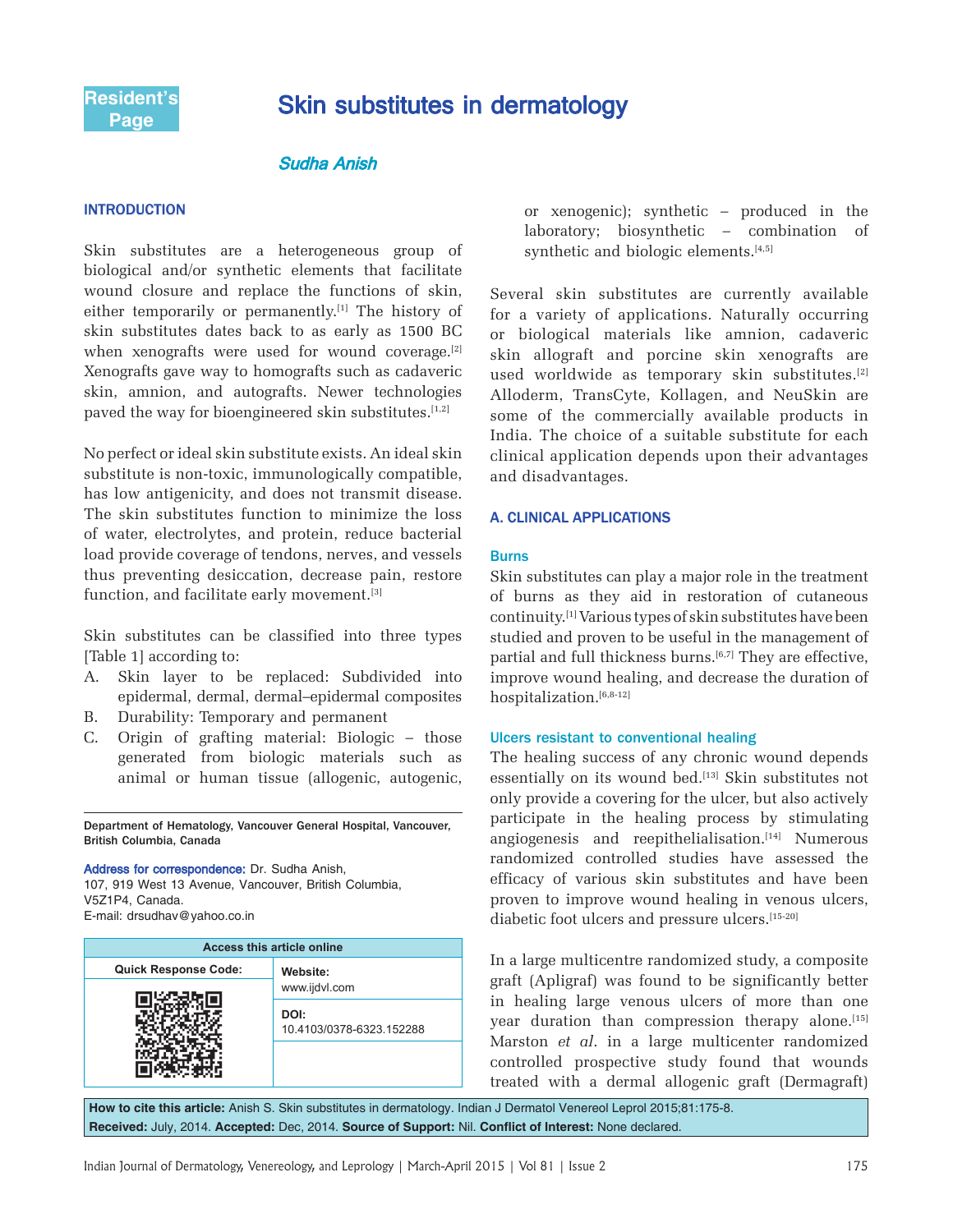Resident's Page

# Skin substitutes in dermatology

*Sudha Anish*

## INTRODUCTION

Skin substitutes are a heterogeneous group of biological and/or synthetic elements that facilitate wound closure and replace the functions of skin, either temporarily or permanently.[1] The history of skin substitutes dates back to as early as 1500 BC when xenografts were used for wound coverage.[2] Xenografts gave way to homografts such as cadaveric skin, amnion, and autografts. Newer technologies paved the way for bioengineered skin substitutes.[1,2]

No perfect or ideal skin substitute exists. An ideal skin substitute is non-toxic, immunologically compatible, has low antigenicity, and does not transmit disease. The skin substitutes function to minimize the loss of water, electrolytes, and protein, reduce bacterial load provide coverage of tendons, nerves, and vessels thus preventing desiccation, decrease pain, restore function, and facilitate early movement.[3]

Skin substitutes can be classified into three types [Table 1] according to:

A. Skin layer to be replaced: Subdivided into epidermal, dermal, dermal–epidermal composites
B. Durability: Temporary and permanent
C. Origin of grafting material: Biologic – those generated from biologic materials such as animal or human tissue (allogenic, autogenic, or xenogenic); synthetic – produced in the laboratory; biosynthetic – combination of synthetic and biologic elements.[4,5]

Several skin substitutes are currently available for a variety of applications. Naturally occurring or biological materials like amnion, cadaveric skin allograft and porcine skin xenografts are used worldwide as temporary skin substitutes.[2] Alloderm, TransCyte, Kollagen, and NeuSkin are some of the commercially available products in India. The choice of a suitable substitute for each clinical application depends upon their advantages and disadvantages.

## A. CLINICAL APPLICATIONS

### Burns

Skin substitutes can play a major role in the treatment of burns as they aid in restoration of cutaneous continuity.[1] Various types of skin substitutes have been studied and proven to be useful in the management of partial and full thickness burns.[6,7] They are effective, improve wound healing, and decrease the duration of hospitalization.[6,8-12]

### Ulcers resistant to conventional healing

The healing success of any chronic wound depends essentially on its wound bed.[13] Skin substitutes not only provide a covering for the ulcer, but also actively participate in the healing process by stimulating angiogenesis and reepithelialisation.[14] Numerous randomized controlled studies have assessed the efficacy of various skin substitutes and have been proven to improve wound healing in venous ulcers, diabetic foot ulcers and pressure ulcers.[15-20]

In a large multicentre randomized study, a composite graft (Apligraf) was found to be significantly better in healing large venous ulcers of more than one year duration than compression therapy alone.[15] Marston *et al*. in a large multicenter randomized controlled prospective study found that wounds treated with a dermal allogenic graft (Dermagraft)

---

Department of Hematology, Vancouver General Hospital, Vancouver, British Columbia, Canada

**Address for correspondence:** Dr. Sudha Anish, 107, 919 West 13 Avenue, Vancouver, British Columbia, V5Z1P4, Canada.
E-mail: drsudhav@yahoo.co.in

| Access this article online | |
|---|---|
| Quick Response Code: | Website: www.ijdvl.com |
| | DOI: 10.4103/0378-6323.152288 |

**How to cite this article:** Anish S. Skin substitutes in dermatology. Indian J Dermatol Venereol Leprol 2015;81:175-8.
**Received:** July, 2014. **Accepted:** Dec, 2014. **Source of Support:** Nil. **Conflict of Interest:** None declared.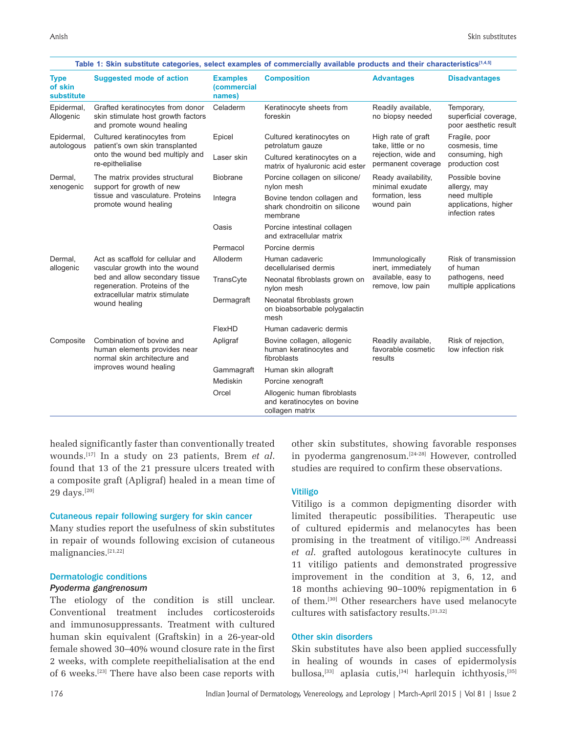**Table 1: Skin substitute categories, select examples of commercially available products and their characteristics[1,4,5]**

| Type of skin substitute | Suggested mode of action | Examples (commercial names) | Composition | Advantages | Disadvantages |
|---|---|---|---|---|---|
| Epidermal, Allogenic | Grafted keratinocytes from donor skin stimulate host growth factors and promote wound healing | Celaderm | Keratinocyte sheets from foreskin | Readily available, no biopsy needed | Temporary, superficial coverage, poor aesthetic result |
| Epidermal, autologous | Cultured keratinocytes from patient's own skin transplanted onto the wound bed multiply and re-epithelialise | Epicel | Cultured keratinocytes on petrolatum gauze | High rate of graft take, little or no rejection, wide and permanent coverage | Fragile, poor cosmesis, time consuming, high production cost |
| | | Laser skin | Cultured keratinocytes on a matrix of hyaluronic acid ester | | |
| Dermal, xenogenic | The matrix provides structural support for growth of new tissue and vasculature. Proteins promote wound healing | Biobrane | Porcine collagen on silicone/nylon mesh | Ready availability, minimal exudate formation, less wound pain | Possible bovine allergy, may need multiple applications, higher infection rates |
| | | Integra | Bovine tendon collagen and shark chondroitin on silicone membrane | | |
| | | Oasis | Porcine intestinal collagen and extracellular matrix | | |
| | | Permacol | Porcine dermis | | |
| Dermal, allogenic | Act as scaffold for cellular and vascular growth into the wound bed and allow secondary tissue regeneration. Proteins of the extracellular matrix stimulate wound healing | Alloderm | Human cadaveric decellularised dermis | Immunologically inert, immediately available, easy to remove, low pain | Risk of transmission of human pathogens, need multiple applications |
| | | TransCyte | Neonatal fibroblasts grown on nylon mesh | | |
| | | Dermagraft | Neonatal fibroblasts grown on bioabsorbable polygalactin mesh | | |
| | | FlexHD | Human cadaveric dermis | | |
| Composite | Combination of bovine and human elements provides near normal skin architecture and improves wound healing | Apligraf | Bovine collagen, allogenic human keratinocytes and fibroblasts | Readily available, favorable cosmetic results | Risk of rejection, low infection risk |
| | | Gammagraft | Human skin allograft | | |
| | | Mediskin | Porcine xenograft | | |
| | | Orcel | Allogenic human fibroblasts and keratinocytes on bovine collagen matrix | | |

healed significantly faster than conventionally treated wounds.[17] In a study on 23 patients, Brem *et al*. found that 13 of the 21 pressure ulcers treated with a composite graft (Apligraf) healed in a mean time of 29 days.[20]

### Cutaneous repair following surgery for skin cancer

Many studies report the usefulness of skin substitutes in repair of wounds following excision of cutaneous malignancies.[21,22]

### Dermatologic conditions

#### *Pyoderma gangrenosum*

The etiology of the condition is still unclear. Conventional treatment includes corticosteroids and immunosuppressants. Treatment with cultured human skin equivalent (Graftskin) in a 26-year-old female showed 30–40% wound closure rate in the first 2 weeks, with complete reepithelialisation at the end of 6 weeks.[23] There have also been case reports with other skin substitutes, showing favorable responses in pyoderma gangrenosum.[24-28] However, controlled studies are required to confirm these observations.

### Vitiligo

Vitiligo is a common depigmenting disorder with limited therapeutic possibilities. Therapeutic use of cultured epidermis and melanocytes has been promising in the treatment of vitiligo.[29] Andreassi *et al*. grafted autologous keratinocyte cultures in 11 vitiligo patients and demonstrated progressive improvement in the condition at 3, 6, 12, and 18 months achieving 90–100% repigmentation in 6 of them.[30] Other researchers have used melanocyte cultures with satisfactory results.[31,32]

### Other skin disorders

Skin substitutes have also been applied successfully in healing of wounds in cases of epidermolysis bullosa,[33] aplasia cutis,[34] harlequin ichthyosis,[35]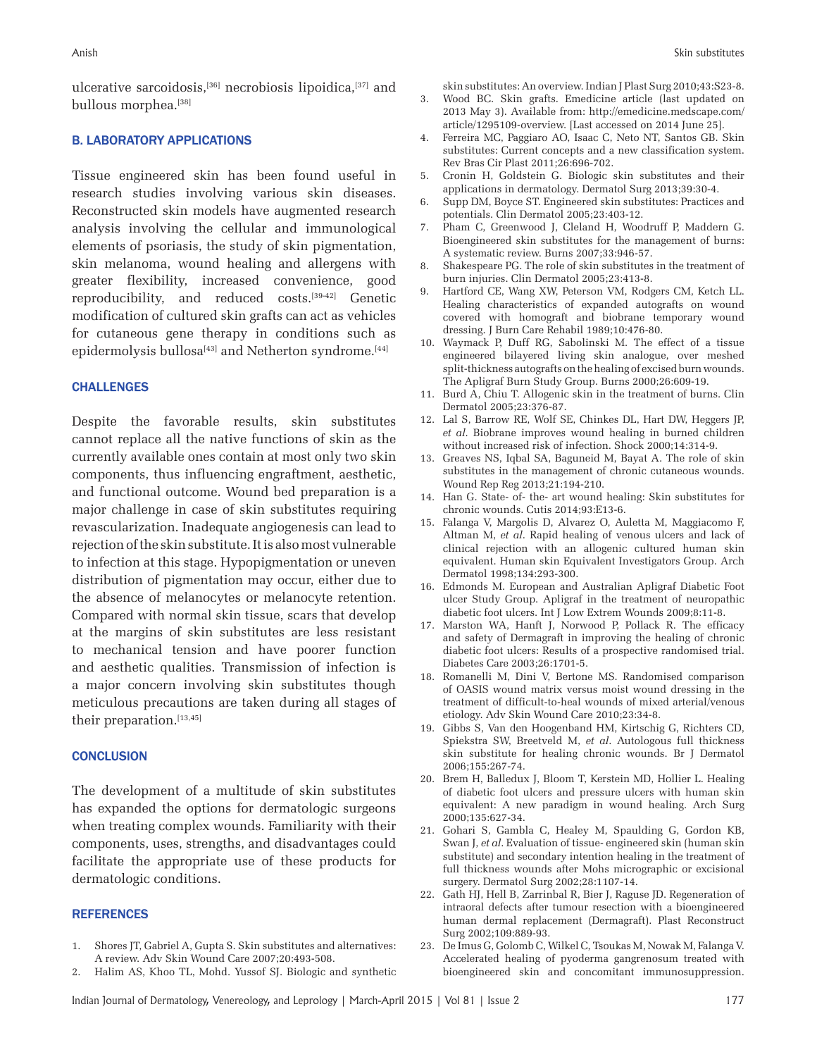ulcerative sarcoidosis,[36] necrobiosis lipoidica,[37] and bullous morphea.[38]

### B. LABORATORY APPLICATIONS

Tissue engineered skin has been found useful in research studies involving various skin diseases. Reconstructed skin models have augmented research analysis involving the cellular and immunological elements of psoriasis, the study of skin pigmentation, skin melanoma, wound healing and allergens with greater flexibility, increased convenience, good reproducibility, and reduced costs.[39-42] Genetic modification of cultured skin grafts can act as vehicles for cutaneous gene therapy in conditions such as epidermolysis bullosa[43] and Netherton syndrome.[44]

## CHALLENGES

Despite the favorable results, skin substitutes cannot replace all the native functions of skin as the currently available ones contain at most only two skin components, thus influencing engraftment, aesthetic, and functional outcome. Wound bed preparation is a major challenge in case of skin substitutes requiring revascularization. Inadequate angiogenesis can lead to rejection of the skin substitute. It is also most vulnerable to infection at this stage. Hypopigmentation or uneven distribution of pigmentation may occur, either due to the absence of melanocytes or melanocyte retention. Compared with normal skin tissue, scars that develop at the margins of skin substitutes are less resistant to mechanical tension and have poorer function and aesthetic qualities. Transmission of infection is a major concern involving skin substitutes though meticulous precautions are taken during all stages of their preparation.[13,45]

## CONCLUSION

The development of a multitude of skin substitutes has expanded the options for dermatologic surgeons when treating complex wounds. Familiarity with their components, uses, strengths, and disadvantages could facilitate the appropriate use of these products for dermatologic conditions.

## REFERENCES

1. Shores JT, Gabriel A, Gupta S. Skin substitutes and alternatives: A review. Adv Skin Wound Care 2007;20:493-508.
2. Halim AS, Khoo TL, Mohd. Yussof SJ. Biologic and synthetic skin substitutes: An overview. Indian J Plast Surg 2010;43:S23-8.
3. Wood BC. Skin grafts. Emedicine article (last updated on 2013 May 3). Available from: http://emedicine.medscape.com/article/1295109-overview. [Last accessed on 2014 June 25].
4. Ferreira MC, Paggiaro AO, Isaac C, Neto NT, Santos GB. Skin substitutes: Current concepts and a new classification system. Rev Bras Cir Plast 2011;26:696-702.
5. Cronin H, Goldstein G. Biologic skin substitutes and their applications in dermatology. Dermatol Surg 2013;39:30-4.
6. Supp DM, Boyce ST. Engineered skin substitutes: Practices and potentials. Clin Dermatol 2005;23:403-12.
7. Pham C, Greenwood J, Cleland H, Woodruff P, Maddern G. Bioengineered skin substitutes for the management of burns: A systematic review. Burns 2007;33:946-57.
8. Shakespeare PG. The role of skin substitutes in the treatment of burn injuries. Clin Dermatol 2005;23:413-8.
9. Hartford CE, Wang XW, Peterson VM, Rodgers CM, Ketch LL. Healing characteristics of expanded autografts on wound covered with homograft and biobrane temporary wound dressing. J Burn Care Rehabil 1989;10:476-80.
10. Waymack P, Duff RG, Sabolinski M. The effect of a tissue engineered bilayered living skin analogue, over meshed split-thickness autografts on the healing of excised burn wounds. The Apligraf Burn Study Group. Burns 2000;26:609-19.
11. Burd A, Chiu T. Allogenic skin in the treatment of burns. Clin Dermatol 2005;23:376-87.
12. Lal S, Barrow RE, Wolf SE, Chinkes DL, Hart DW, Heggers JP, *et al*. Biobrane improves wound healing in burned children without increased risk of infection. Shock 2000;14:314-9.
13. Greaves NS, Iqbal SA, Baguneid M, Bayat A. The role of skin substitutes in the management of chronic cutaneous wounds. Wound Rep Reg 2013;21:194-210.
14. Han G. State- of- the- art wound healing: Skin substitutes for chronic wounds. Cutis 2014;93:E13-6.
15. Falanga V, Margolis D, Alvarez O, Auletta M, Maggiacomo F, Altman M, *et al*. Rapid healing of venous ulcers and lack of clinical rejection with an allogenic cultured human skin equivalent. Human skin Equivalent Investigators Group. Arch Dermatol 1998;134:293-300.
16. Edmonds M. European and Australian Apligraf Diabetic Foot ulcer Study Group. Apligraf in the treatment of neuropathic diabetic foot ulcers. Int J Low Extrem Wounds 2009;8:11-8.
17. Marston WA, Hanft J, Norwood P, Pollack R. The efficacy and safety of Dermagraft in improving the healing of chronic diabetic foot ulcers: Results of a prospective randomised trial. Diabetes Care 2003;26:1701-5.
18. Romanelli M, Dini V, Bertone MS. Randomised comparison of OASIS wound matrix versus moist wound dressing in the treatment of difficult-to-heal wounds of mixed arterial/venous etiology. Adv Skin Wound Care 2010;23:34-8.
19. Gibbs S, Van den Hoogenband HM, Kirtschig G, Richters CD, Spiekstra SW, Breetveld M, *et al*. Autologous full thickness skin substitute for healing chronic wounds. Br J Dermatol 2006;155:267-74.
20. Brem H, Balledux J, Bloom T, Kerstein MD, Hollier L. Healing of diabetic foot ulcers and pressure ulcers with human skin equivalent: A new paradigm in wound healing. Arch Surg 2000;135:627-34.
21. Gohari S, Gambla C, Healey M, Spaulding G, Gordon KB, Swan J, *et al*. Evaluation of tissue- engineered skin (human skin substitute) and secondary intention healing in the treatment of full thickness wounds after Mohs micrographic or excisional surgery. Dermatol Surg 2002;28:1107-14.
22. Gath HJ, Hell B, Zarrinbal R, Bier J, Raguse JD. Regeneration of intraoral defects after tumour resection with a bioengineered human dermal replacement (Dermagraft). Plast Reconstruct Surg 2002;109:889-93.
23. De Imus G, Golomb C, Wilkel C, Tsoukas M, Nowak M, Falanga V. Accelerated healing of pyoderma gangrenosum treated with bioengineered skin and concomitant immunosuppression.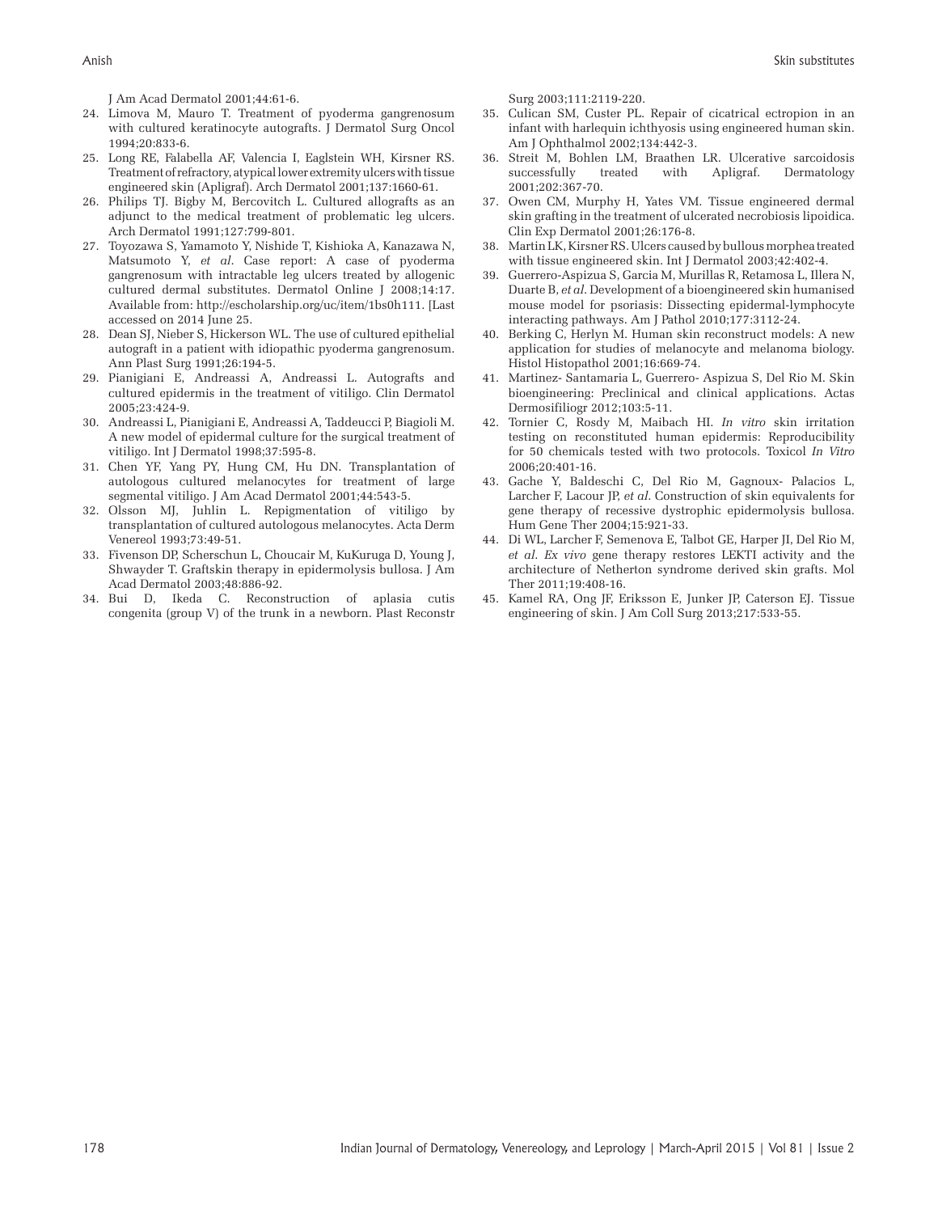J Am Acad Dermatol 2001;44:61-6.

24. Limova M, Mauro T. Treatment of pyoderma gangrenosum with cultured keratinocyte autografts. J Dermatol Surg Oncol 1994;20:833-6.
25. Long RE, Falabella AF, Valencia I, Eaglstein WH, Kirsner RS. Treatment of refractory, atypical lower extremity ulcers with tissue engineered skin (Apligraf). Arch Dermatol 2001;137:1660-61.
26. Philips TJ. Bigby M, Bercovitch L. Cultured allografts as an adjunct to the medical treatment of problematic leg ulcers. Arch Dermatol 1991;127:799-801.
27. Toyozawa S, Yamamoto Y, Nishide T, Kishioka A, Kanazawa N, Matsumoto Y, *et al*. Case report: A case of pyoderma gangrenosum with intractable leg ulcers treated by allogenic cultured dermal substitutes. Dermatol Online J 2008;14:17. Available from: http://escholarship.org/uc/item/1bs0h111. [Last accessed on 2014 June 25.
28. Dean SJ, Nieber S, Hickerson WL. The use of cultured epithelial autograft in a patient with idiopathic pyoderma gangrenosum. Ann Plast Surg 1991;26:194-5.
29. Pianigiani E, Andreassi A, Andreassi L. Autografts and cultured epidermis in the treatment of vitiligo. Clin Dermatol 2005;23:424-9.
30. Andreassi L, Pianigiani E, Andreassi A, Taddeucci P, Biagioli M. A new model of epidermal culture for the surgical treatment of vitiligo. Int J Dermatol 1998;37:595-8.
31. Chen YF, Yang PY, Hung CM, Hu DN. Transplantation of autologous cultured melanocytes for treatment of large segmental vitiligo. J Am Acad Dermatol 2001;44:543-5.
32. Olsson MJ, Juhlin L. Repigmentation of vitiligo by transplantation of cultured autologous melanocytes. Acta Derm Venereol 1993;73:49-51.
33. Fivenson DP, Scherschun L, Choucair M, KuKuruga D, Young J, Shwayder T. Graftskin therapy in epidermolysis bullosa. J Am Acad Dermatol 2003;48:886-92.
34. Bui D, Ikeda C. Reconstruction of aplasia cutis congenita (group V) of the trunk in a newborn. Plast Reconstr Surg 2003;111:2119-220.
35. Culican SM, Custer PL. Repair of cicatrical ectropion in an infant with harlequin ichthyosis using engineered human skin. Am J Ophthalmol 2002;134:442-3.
36. Streit M, Bohlen LM, Braathen LR. Ulcerative sarcoidosis successfully treated with Apligraf. Dermatology 2001;202:367-70.
37. Owen CM, Murphy H, Yates VM. Tissue engineered dermal skin grafting in the treatment of ulcerated necrobiosis lipoidica. Clin Exp Dermatol 2001;26:176-8.
38. Martin LK, Kirsner RS. Ulcers caused by bullous morphea treated with tissue engineered skin. Int J Dermatol 2003;42:402-4.
39. Guerrero-Aspizua S, Garcia M, Murillas R, Retamosa L, Illera N, Duarte B, *et al*. Development of a bioengineered skin humanised mouse model for psoriasis: Dissecting epidermal-lymphocyte interacting pathways. Am J Pathol 2010;177:3112-24.
40. Berking C, Herlyn M. Human skin reconstruct models: A new application for studies of melanocyte and melanoma biology. Histol Histopathol 2001;16:669-74.
41. Martinez- Santamaria L, Guerrero- Aspizua S, Del Rio M. Skin bioengineering: Preclinical and clinical applications. Actas Dermosifiliogr 2012;103:5-11.
42. Tornier C, Rosdy M, Maibach HI. *In vitro* skin irritation testing on reconstituted human epidermis: Reproducibility for 50 chemicals tested with two protocols. Toxicol *In Vitro* 2006;20:401-16.
43. Gache Y, Baldeschi C, Del Rio M, Gagnoux- Palacios L, Larcher F, Lacour JP, *et al*. Construction of skin equivalents for gene therapy of recessive dystrophic epidermolysis bullosa. Hum Gene Ther 2004;15:921-33.
44. Di WL, Larcher F, Semenova E, Talbot GE, Harper JI, Del Rio M, *et al*. *Ex vivo* gene therapy restores LEKTI activity and the architecture of Netherton syndrome derived skin grafts. Mol Ther 2011;19:408-16.
45. Kamel RA, Ong JF, Eriksson E, Junker JP, Caterson EJ. Tissue engineering of skin. J Am Coll Surg 2013;217:533-55.